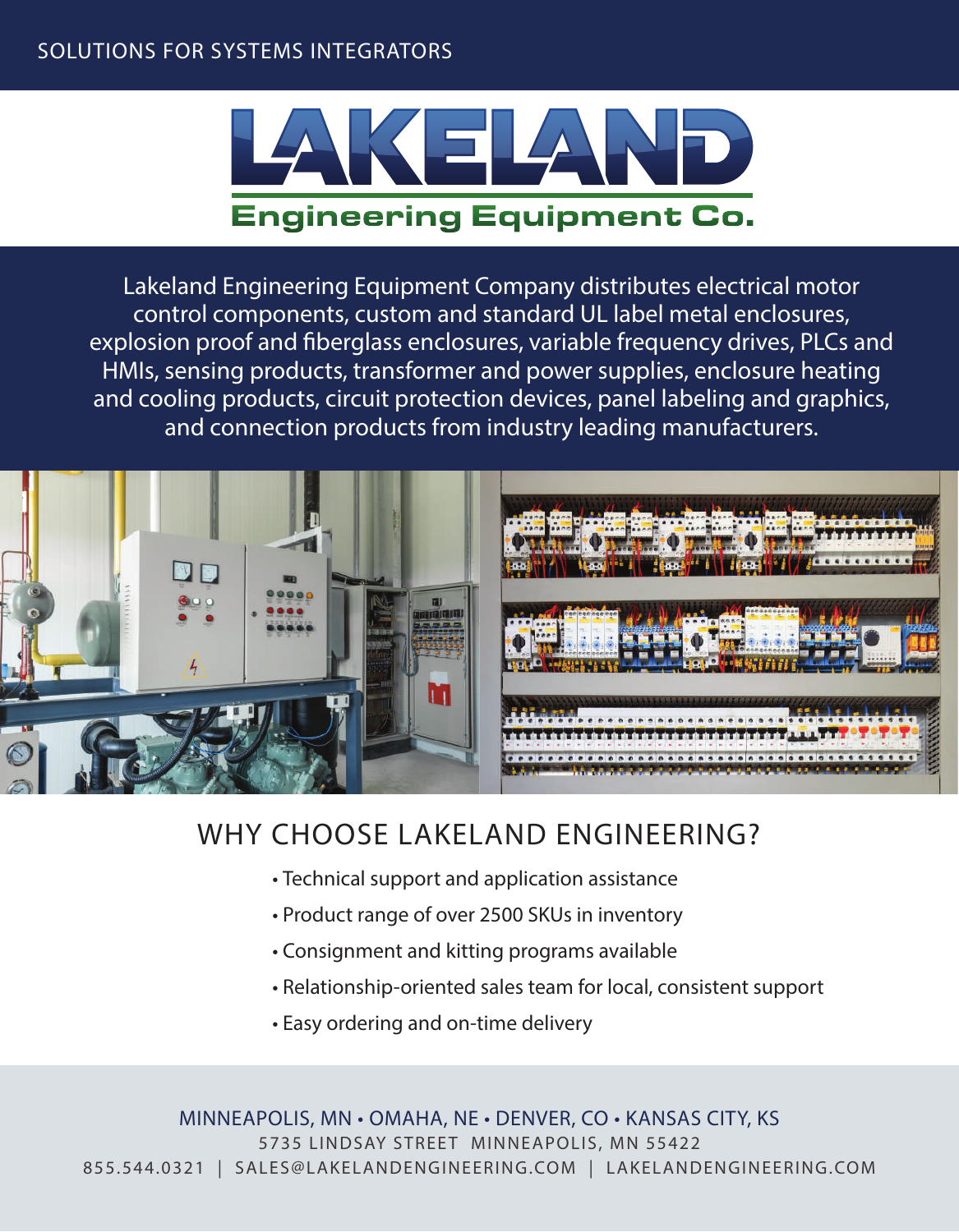SOLUTIONS FOR SYSTEMS INTEGRATORS

# LAKELAND

## Engineering Equipment Co.

Lakeland Engineering Equipment Company distributes electrical motor control components, custom and standard UL label metal enclosures, explosion proof and fiberglass enclosures, variable frequency drives, PLCs and HMIs, sensing products, transformer and power supplies, enclosure heating and cooling products, circuit protection devices, panel labeling and graphics, and connection products from industry leading manufacturers.

## WHY CHOOSE LAKELAND ENGINEERING?

- Technical support and application assistance
- Product range of over 2500 SKUs in inventory
- Consignment and kitting programs available
- Relationship-oriented sales team for local, consistent support
- Easy ordering and on-time delivery

MINNEAPOLIS, MN • OMAHA, NE • DENVER, CO • KANSAS CITY, KS

5735 LINDSAY STREET MINNEAPOLIS, MN 55422

855.544.0321 | SALES@LAKELANDENGINEERING.COM | LAKELANDENGINEERING.COM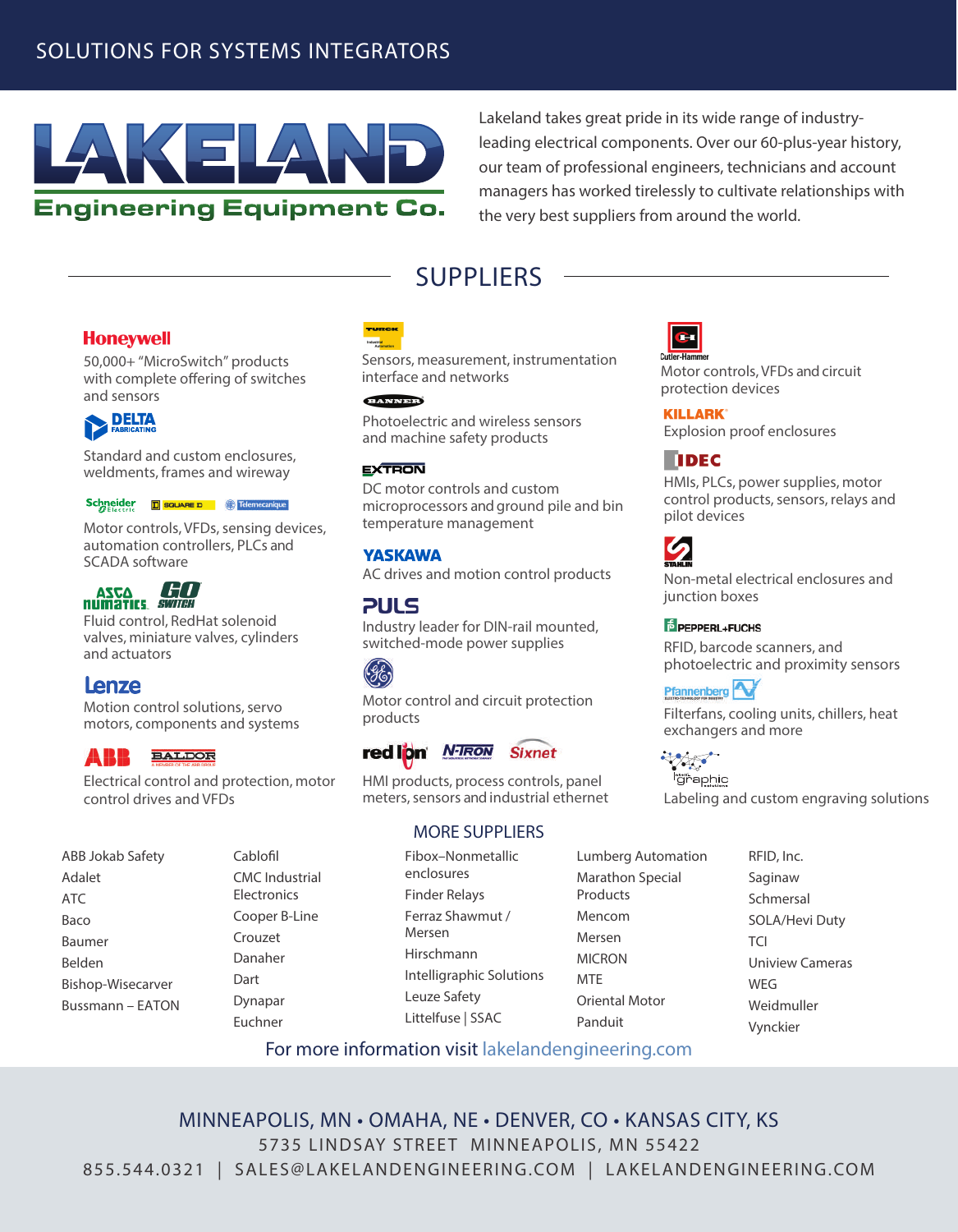SOLUTIONS FOR SYSTEMS INTEGRATORS

# LAKELAND Engineering Equipment Co.

Lakeland takes great pride in its wide range of industry-leading electrical components. Over our 60-plus-year history, our team of professional engineers, technicians and account managers has worked tirelessly to cultivate relationships with the very best suppliers from around the world.

## SUPPLIERS

**Honeywell**
50,000+ "MicroSwitch" products with complete offering of switches and sensors

**DELTA FABRICATING**
Standard and custom enclosures, weldments, frames and wireway

**Schneider Electric / SQUARE D / Telemecanique**
Motor controls, VFDs, sensing devices, automation controllers, PLCs and SCADA software

**ASCO Numatics / GO Switch**
Fluid control, RedHat solenoid valves, miniature valves, cylinders and actuators

**Lenze**
Motion control solutions, servo motors, components and systems

**ABB / BALDOR**
Electrical control and protection, motor control drives and VFDs

**TURCK**
Sensors, measurement, instrumentation interface and networks

**BANNER**
Photoelectric and wireless sensors and machine safety products

**EXTRON**
DC motor controls and custom microprocessors and ground pile and bin temperature management

**YASKAWA**
AC drives and motion control products

**PULS**
Industry leader for DIN-rail mounted, switched-mode power supplies

**GE**
Motor control and circuit protection products

**red lion / N-TRON / Sixnet**
HMI products, process controls, panel meters, sensors and industrial ethernet

**Cutler-Hammer**
Motor controls, VFDs and circuit protection devices

**KILLARK**
Explosion proof enclosures

**IDEC**
HMIs, PLCs, power supplies, motor control products, sensors, relays and pilot devices

**STAHLIN**
Non-metal electrical enclosures and junction boxes

**PEPPERL+FUCHS**
RFID, barcode scanners, and photoelectric and proximity sensors

**Pfannenberg**
Filterfans, cooling units, chillers, heat exchangers and more

**Intelligraphic Solutions**
Labeling and custom engraving solutions

### MORE SUPPLIERS

- ABB Jokab Safety
- Adalet
- ATC
- Baco
- Baumer
- Belden
- Bishop-Wisecarver
- Bussmann – EATON
- Cablofil
- CMC Industrial Electronics
- Cooper B-Line
- Crouzet
- Danaher
- Dart
- Dynapar
- Euchner
- Fibox–Nonmetallic enclosures
- Finder Relays
- Ferraz Shawmut / Mersen
- Hirschmann
- Intelligraphic Solutions
- Leuze Safety
- Littelfuse | SSAC
- Lumberg Automation
- Marathon Special Products
- Mencom
- Mersen
- MICRON
- MTE
- Oriental Motor
- Panduit
- RFID, Inc.
- Saginaw
- Schmersal
- SOLA/Hevi Duty
- TCI
- Uniview Cameras
- WEG
- Weidmuller
- Vynckier

For more information visit lakelandengineering.com

MINNEAPOLIS, MN • OMAHA, NE • DENVER, CO • KANSAS CITY, KS
5735 LINDSAY STREET MINNEAPOLIS, MN 55422
855.544.0321 | SALES@LAKELANDENGINEERING.COM | LAKELANDENGINEERING.COM